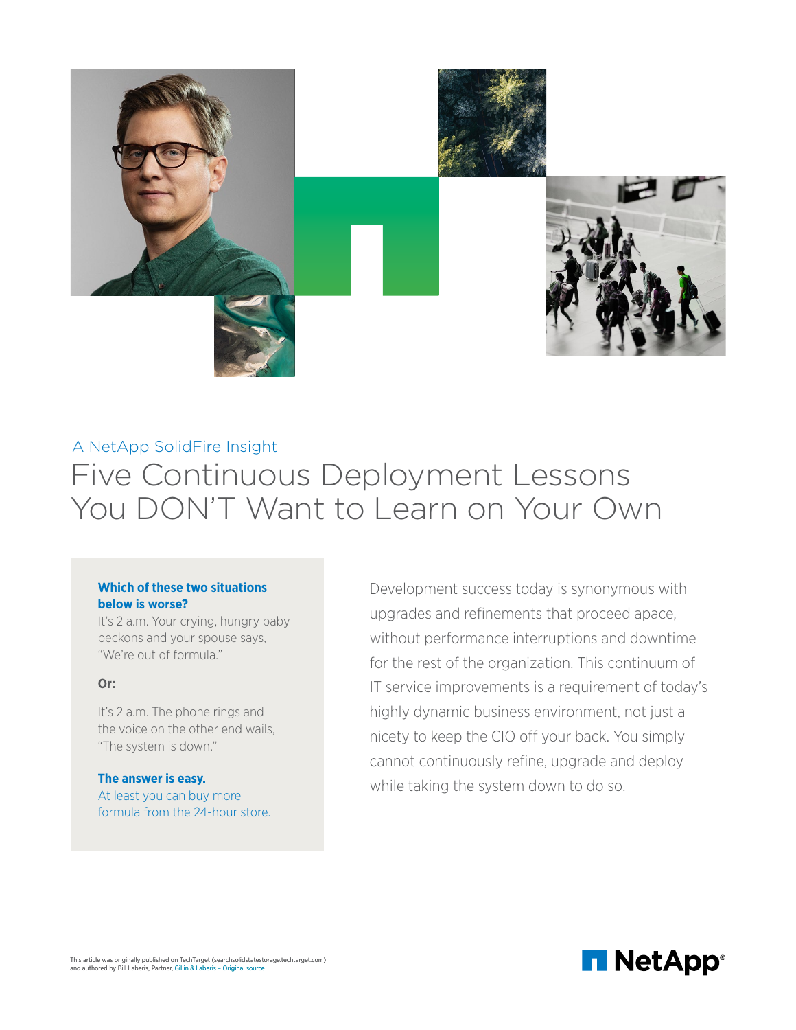A NetApp SolidFire Insight

# Five Continuous Deployment Lessons You DON'T Want to Learn on Your Own

**Which of these two situations below is worse?**

It's 2 a.m. Your crying, hungry baby beckons and your spouse says, "We're out of formula."

**Or:**

It's 2 a.m. The phone rings and the voice on the other end wails, "The system is down."

**The answer is easy.**

At least you can buy more formula from the 24-hour store.

Development success today is synonymous with upgrades and refinements that proceed apace, without performance interruptions and downtime for the rest of the organization. This continuum of IT service improvements is a requirement of today's highly dynamic business environment, not just a nicety to keep the CIO off your back. You simply cannot continuously refine, upgrade and deploy while taking the system down to do so.

This article was originally published on TechTarget (searchsolidstatestorage.techtarget.com) and authored by Bill Laberis, Partner, Gillin & Laberis – Original source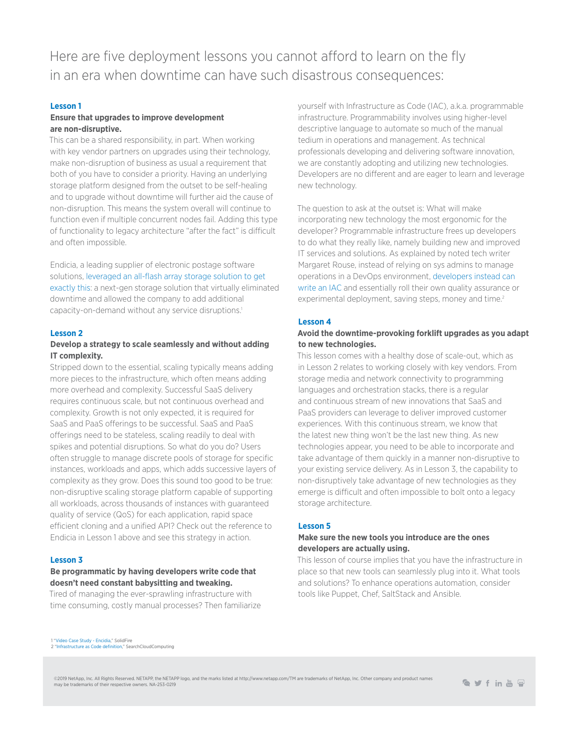Here are five deployment lessons you cannot afford to learn on the fly in an era when downtime can have such disastrous consequences:

### Lesson 1

**Ensure that upgrades to improve development are non-disruptive.**

This can be a shared responsibility, in part. When working with key vendor partners on upgrades using their technology, make non-disruption of business as usual a requirement that both of you have to consider a priority. Having an underlying storage platform designed from the outset to be self-healing and to upgrade without downtime will further aid the cause of non-disruption. This means the system overall will continue to function even if multiple concurrent nodes fail. Adding this type of functionality to legacy architecture "after the fact" is difficult and often impossible.

Endicia, a leading supplier of electronic postage software solutions, leveraged an all-flash array storage solution to get exactly this: a next-gen storage solution that virtually eliminated downtime and allowed the company to add additional capacity-on-demand without any service disruptions.[1]

### Lesson 2

**Develop a strategy to scale seamlessly and without adding IT complexity.**

Stripped down to the essential, scaling typically means adding more pieces to the infrastructure, which often means adding more overhead and complexity. Successful SaaS delivery requires continuous scale, but not continuous overhead and complexity. Growth is not only expected, it is required for SaaS and PaaS offerings to be successful. SaaS and PaaS offerings need to be stateless, scaling readily to deal with spikes and potential disruptions. So what do you do? Users often struggle to manage discrete pools of storage for specific instances, workloads and apps, which adds successive layers of complexity as they grow. Does this sound too good to be true: non-disruptive scaling storage platform capable of supporting all workloads, across thousands of instances with guaranteed quality of service (QoS) for each application, rapid space efficient cloning and a unified API? Check out the reference to Endicia in Lesson 1 above and see this strategy in action.

### Lesson 3

**Be programmatic by having developers write code that doesn't need constant babysitting and tweaking.**

Tired of managing the ever-sprawling infrastructure with time consuming, costly manual processes? Then familiarize yourself with Infrastructure as Code (IAC), a.k.a. programmable infrastructure. Programmability involves using higher-level descriptive language to automate so much of the manual tedium in operations and management. As technical professionals developing and delivering software innovation, we are constantly adopting and utilizing new technologies. Developers are no different and are eager to learn and leverage new technology.

The question to ask at the outset is: What will make incorporating new technology the most ergonomic for the developer? Programmable infrastructure frees up developers to do what they really like, namely building new and improved IT services and solutions. As explained by noted tech writer Margaret Rouse, instead of relying on sys admins to manage operations in a DevOps environment, developers instead can write an IAC and essentially roll their own quality assurance or experimental deployment, saving steps, money and time.[2]

### Lesson 4

**Avoid the downtime-provoking forklift upgrades as you adapt to new technologies.**

This lesson comes with a healthy dose of scale-out, which as in Lesson 2 relates to working closely with key vendors. From storage media and network connectivity to programming languages and orchestration stacks, there is a regular and continuous stream of new innovations that SaaS and PaaS providers can leverage to deliver improved customer experiences. With this continuous stream, we know that the latest new thing won't be the last new thing. As new technologies appear, you need to be able to incorporate and take advantage of them quickly in a manner non-disruptive to your existing service delivery. As in Lesson 3, the capability to non-disruptively take advantage of new technologies as they emerge is difficult and often impossible to bolt onto a legacy storage architecture.

### Lesson 5

**Make sure the new tools you introduce are the ones developers are actually using.**

This lesson of course implies that you have the infrastructure in place so that new tools can seamlessly plug into it. What tools and solutions? To enhance operations automation, consider tools like Puppet, Chef, SaltStack and Ansible.

---

1 "Video Case Study - Encidia," SolidFire
2 "Infrastructure as Code definition," SearchCloudComputing

©2019 NetApp, Inc. All Rights Reserved. NETAPP, the NETAPP logo, and the marks listed at http://www.netapp.com/TM are trademarks of NetApp, Inc. Other company and product names may be trademarks of their respective owners. NA-253-0219